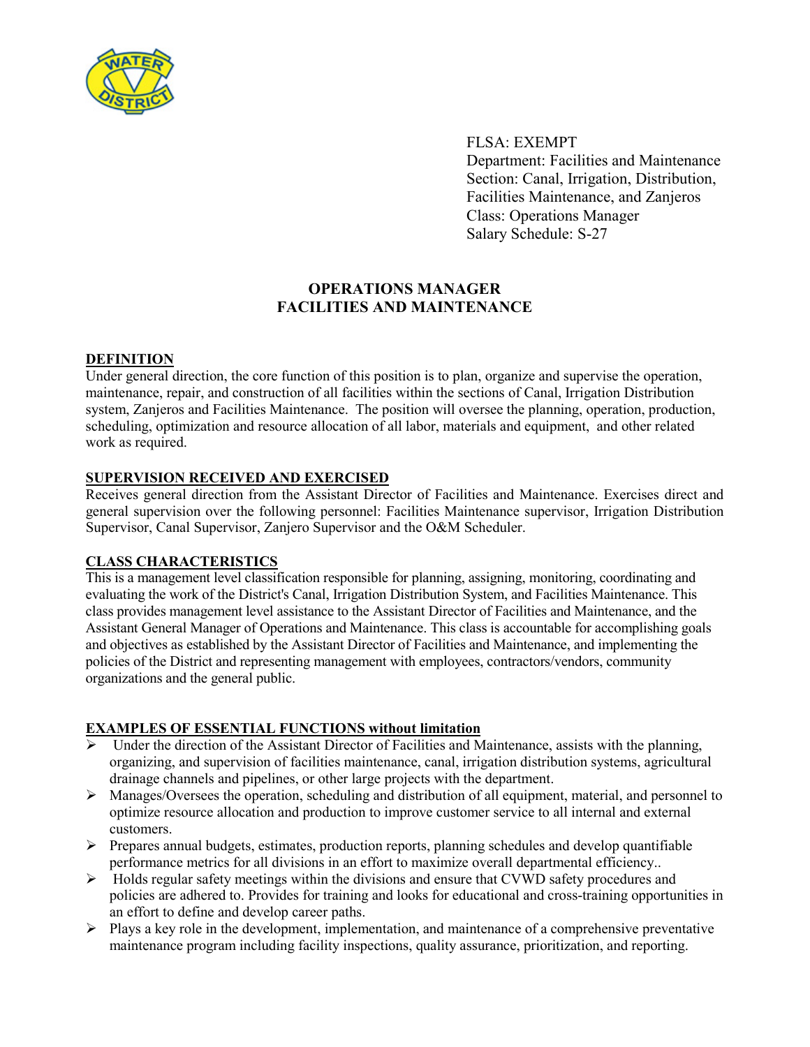FLSA: EXEMPT
Department: Facilities and Maintenance
Section: Canal, Irrigation, Distribution, Facilities Maintenance, and Zanjeros
Class: Operations Manager
Salary Schedule: S-27

# OPERATIONS MANAGER
# FACILITIES AND MAINTENANCE

## DEFINITION

Under general direction, the core function of this position is to plan, organize and supervise the operation, maintenance, repair, and construction of all facilities within the sections of Canal, Irrigation Distribution system, Zanjeros and Facilities Maintenance. The position will oversee the planning, operation, production, scheduling, optimization and resource allocation of all labor, materials and equipment, and other related work as required.

## SUPERVISION RECEIVED AND EXERCISED

Receives general direction from the Assistant Director of Facilities and Maintenance. Exercises direct and general supervision over the following personnel: Facilities Maintenance supervisor, Irrigation Distribution Supervisor, Canal Supervisor, Zanjero Supervisor and the O&M Scheduler.

## CLASS CHARACTERISTICS

This is a management level classification responsible for planning, assigning, monitoring, coordinating and evaluating the work of the District's Canal, Irrigation Distribution System, and Facilities Maintenance. This class provides management level assistance to the Assistant Director of Facilities and Maintenance, and the Assistant General Manager of Operations and Maintenance. This class is accountable for accomplishing goals and objectives as established by the Assistant Director of Facilities and Maintenance, and implementing the policies of the District and representing management with employees, contractors/vendors, community organizations and the general public.

## EXAMPLES OF ESSENTIAL FUNCTIONS without limitation

- Under the direction of the Assistant Director of Facilities and Maintenance, assists with the planning, organizing, and supervision of facilities maintenance, canal, irrigation distribution systems, agricultural drainage channels and pipelines, or other large projects with the department.
- Manages/Oversees the operation, scheduling and distribution of all equipment, material, and personnel to optimize resource allocation and production to improve customer service to all internal and external customers.
- Prepares annual budgets, estimates, production reports, planning schedules and develop quantifiable performance metrics for all divisions in an effort to maximize overall departmental efficiency..
- Holds regular safety meetings within the divisions and ensure that CVWD safety procedures and policies are adhered to. Provides for training and looks for educational and cross-training opportunities in an effort to define and develop career paths.
- Plays a key role in the development, implementation, and maintenance of a comprehensive preventative maintenance program including facility inspections, quality assurance, prioritization, and reporting.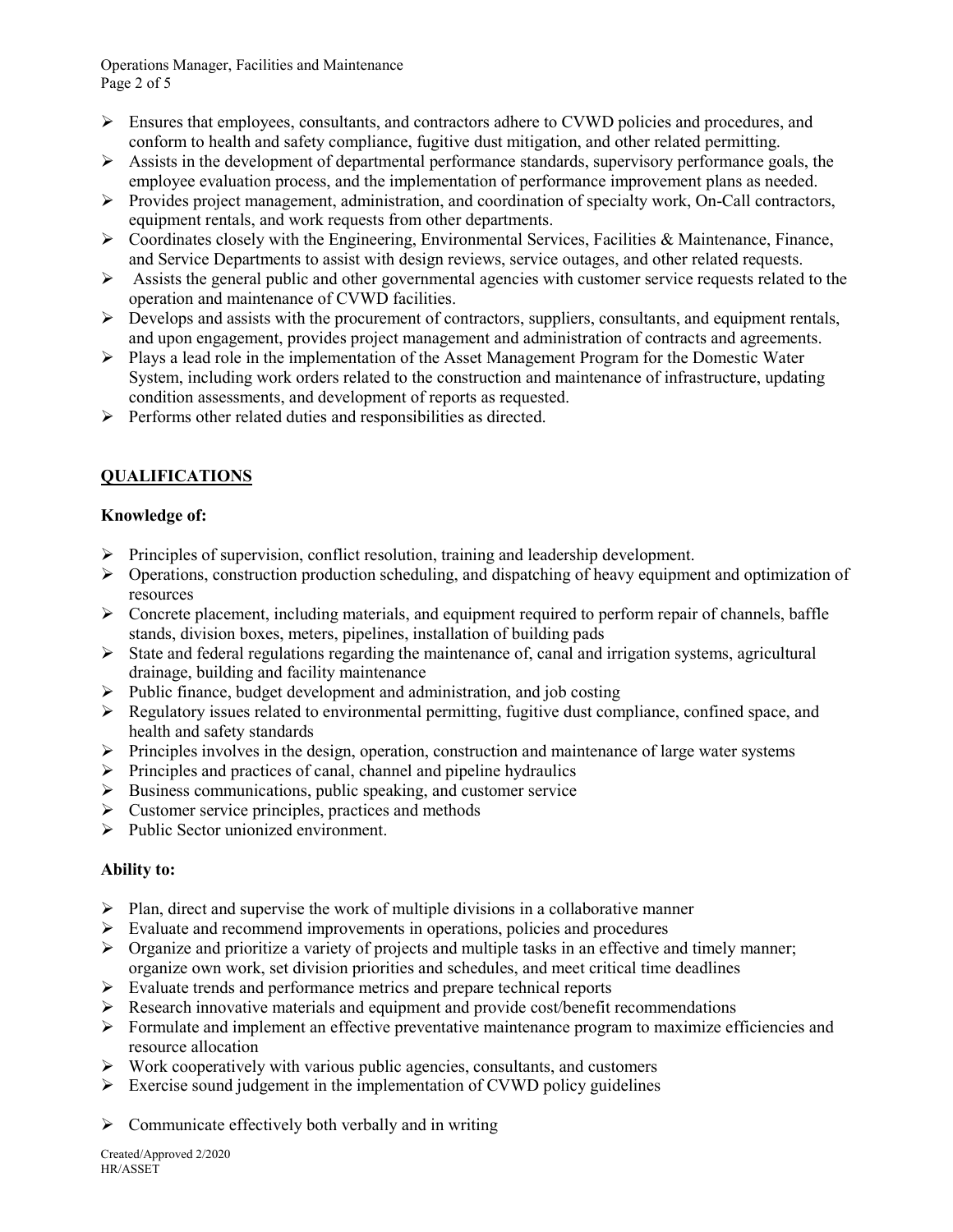- Ensures that employees, consultants, and contractors adhere to CVWD policies and procedures, and conform to health and safety compliance, fugitive dust mitigation, and other related permitting.
- Assists in the development of departmental performance standards, supervisory performance goals, the employee evaluation process, and the implementation of performance improvement plans as needed.
- Provides project management, administration, and coordination of specialty work, On-Call contractors, equipment rentals, and work requests from other departments.
- Coordinates closely with the Engineering, Environmental Services, Facilities & Maintenance, Finance, and Service Departments to assist with design reviews, service outages, and other related requests.
- Assists the general public and other governmental agencies with customer service requests related to the operation and maintenance of CVWD facilities.
- Develops and assists with the procurement of contractors, suppliers, consultants, and equipment rentals, and upon engagement, provides project management and administration of contracts and agreements.
- Plays a lead role in the implementation of the Asset Management Program for the Domestic Water System, including work orders related to the construction and maintenance of infrastructure, updating condition assessments, and development of reports as requested.
- Performs other related duties and responsibilities as directed.

## QUALIFICATIONS

### Knowledge of:

- Principles of supervision, conflict resolution, training and leadership development.
- Operations, construction production scheduling, and dispatching of heavy equipment and optimization of resources
- Concrete placement, including materials, and equipment required to perform repair of channels, baffle stands, division boxes, meters, pipelines, installation of building pads
- State and federal regulations regarding the maintenance of, canal and irrigation systems, agricultural drainage, building and facility maintenance
- Public finance, budget development and administration, and job costing
- Regulatory issues related to environmental permitting, fugitive dust compliance, confined space, and health and safety standards
- Principles involves in the design, operation, construction and maintenance of large water systems
- Principles and practices of canal, channel and pipeline hydraulics
- Business communications, public speaking, and customer service
- Customer service principles, practices and methods
- Public Sector unionized environment.

### Ability to:

- Plan, direct and supervise the work of multiple divisions in a collaborative manner
- Evaluate and recommend improvements in operations, policies and procedures
- Organize and prioritize a variety of projects and multiple tasks in an effective and timely manner; organize own work, set division priorities and schedules, and meet critical time deadlines
- Evaluate trends and performance metrics and prepare technical reports
- Research innovative materials and equipment and provide cost/benefit recommendations
- Formulate and implement an effective preventative maintenance program to maximize efficiencies and resource allocation
- Work cooperatively with various public agencies, consultants, and customers
- Exercise sound judgement in the implementation of CVWD policy guidelines
- Communicate effectively both verbally and in writing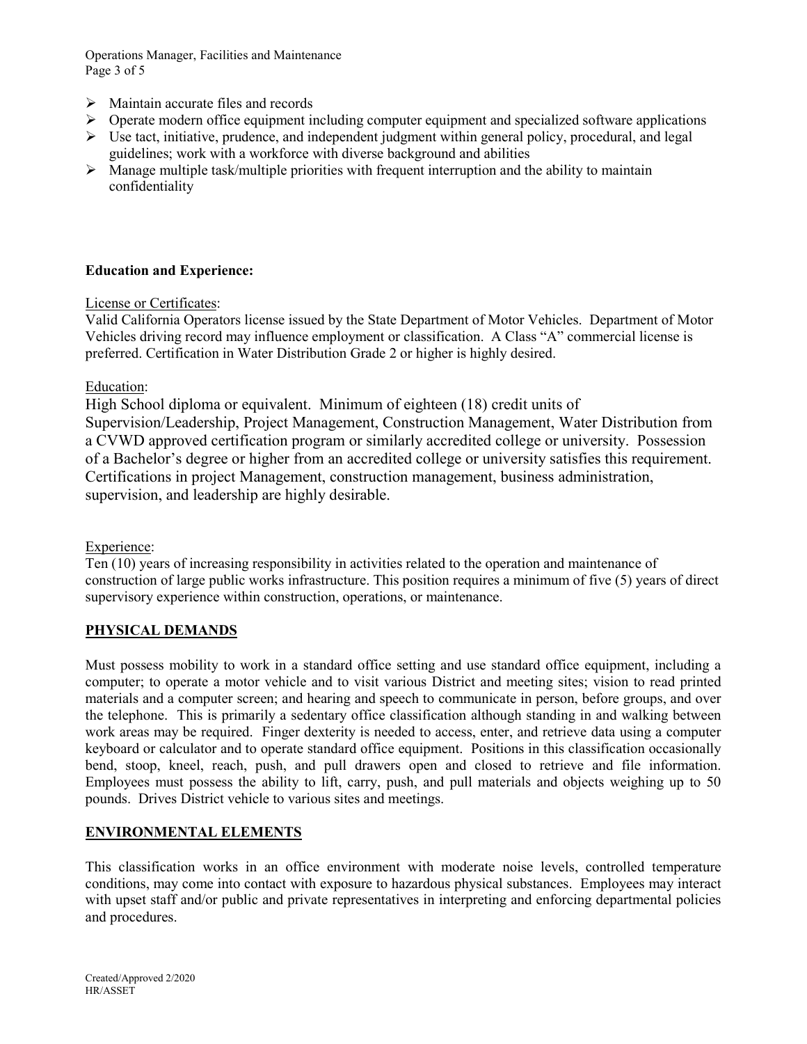- Maintain accurate files and records
- Operate modern office equipment including computer equipment and specialized software applications
- Use tact, initiative, prudence, and independent judgment within general policy, procedural, and legal guidelines; work with a workforce with diverse background and abilities
- Manage multiple task/multiple priorities with frequent interruption and the ability to maintain confidentiality

**Education and Experience:**

License or Certificates:

Valid California Operators license issued by the State Department of Motor Vehicles. Department of Motor Vehicles driving record may influence employment or classification. A Class "A" commercial license is preferred. Certification in Water Distribution Grade 2 or higher is highly desired.

Education:

High School diploma or equivalent. Minimum of eighteen (18) credit units of Supervision/Leadership, Project Management, Construction Management, Water Distribution from a CVWD approved certification program or similarly accredited college or university. Possession of a Bachelor's degree or higher from an accredited college or university satisfies this requirement. Certifications in project Management, construction management, business administration, supervision, and leadership are highly desirable.

Experience:

Ten (10) years of increasing responsibility in activities related to the operation and maintenance of construction of large public works infrastructure. This position requires a minimum of five (5) years of direct supervisory experience within construction, operations, or maintenance.

## PHYSICAL DEMANDS

Must possess mobility to work in a standard office setting and use standard office equipment, including a computer; to operate a motor vehicle and to visit various District and meeting sites; vision to read printed materials and a computer screen; and hearing and speech to communicate in person, before groups, and over the telephone. This is primarily a sedentary office classification although standing in and walking between work areas may be required. Finger dexterity is needed to access, enter, and retrieve data using a computer keyboard or calculator and to operate standard office equipment. Positions in this classification occasionally bend, stoop, kneel, reach, push, and pull drawers open and closed to retrieve and file information. Employees must possess the ability to lift, carry, push, and pull materials and objects weighing up to 50 pounds. Drives District vehicle to various sites and meetings.

## ENVIRONMENTAL ELEMENTS

This classification works in an office environment with moderate noise levels, controlled temperature conditions, may come into contact with exposure to hazardous physical substances. Employees may interact with upset staff and/or public and private representatives in interpreting and enforcing departmental policies and procedures.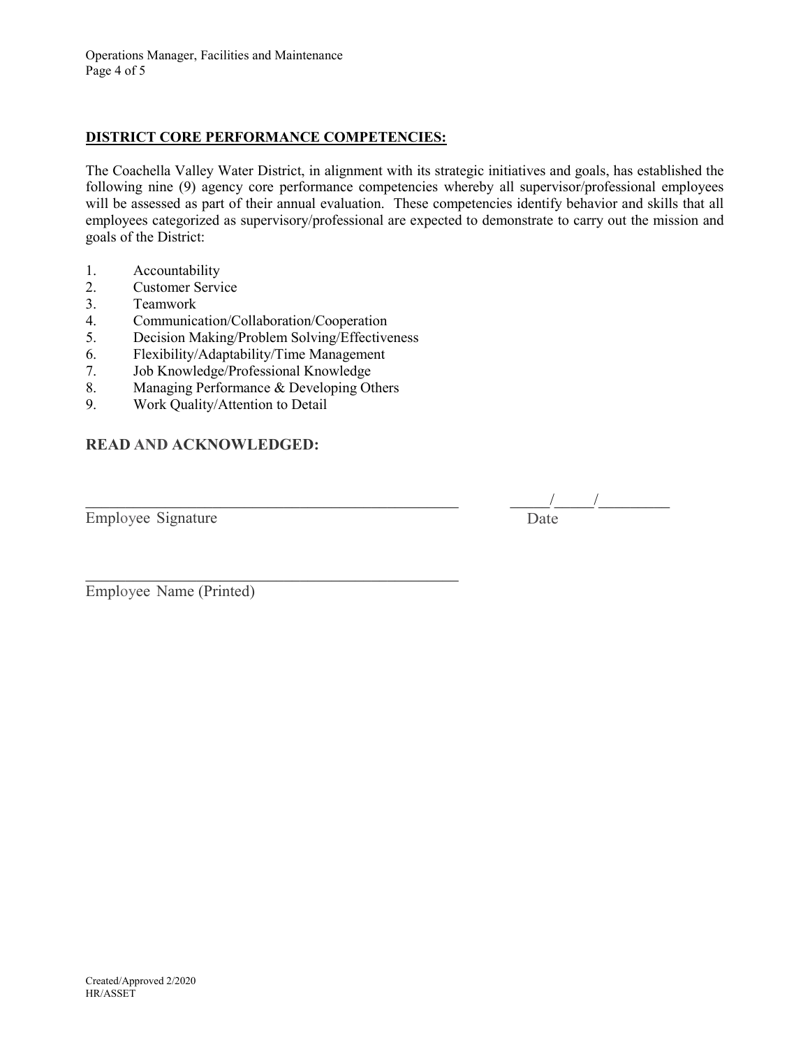**DISTRICT CORE PERFORMANCE COMPETENCIES:**

The Coachella Valley Water District, in alignment with its strategic initiatives and goals, has established the following nine (9) agency core performance competencies whereby all supervisor/professional employees will be assessed as part of their annual evaluation. These competencies identify behavior and skills that all employees categorized as supervisory/professional are expected to demonstrate to carry out the mission and goals of the District:

1. Accountability
2. Customer Service
3. Teamwork
4. Communication/Collaboration/Cooperation
5. Decision Making/Problem Solving/Effectiveness
6. Flexibility/Adaptability/Time Management
7. Job Knowledge/Professional Knowledge
8. Managing Performance & Developing Others
9. Work Quality/Attention to Detail

## READ AND ACKNOWLEDGED:

\_\_\_\_\_\_\_\_\_\_\_\_\_\_\_\_\_\_\_\_\_\_\_\_\_\_\_\_\_\_\_\_\_\_\_\_\_\_\_\_\_\_\_\_ \_\_\_\_\_/\_\_\_\_\_/\_\_\_\_\_\_\_\_\_
Employee Signature Date

\_\_\_\_\_\_\_\_\_\_\_\_\_\_\_\_\_\_\_\_\_\_\_\_\_\_\_\_\_\_\_\_\_\_\_\_\_\_\_\_\_\_\_\_
Employee Name (Printed)

Created/Approved 2/2020
HR/ASSET